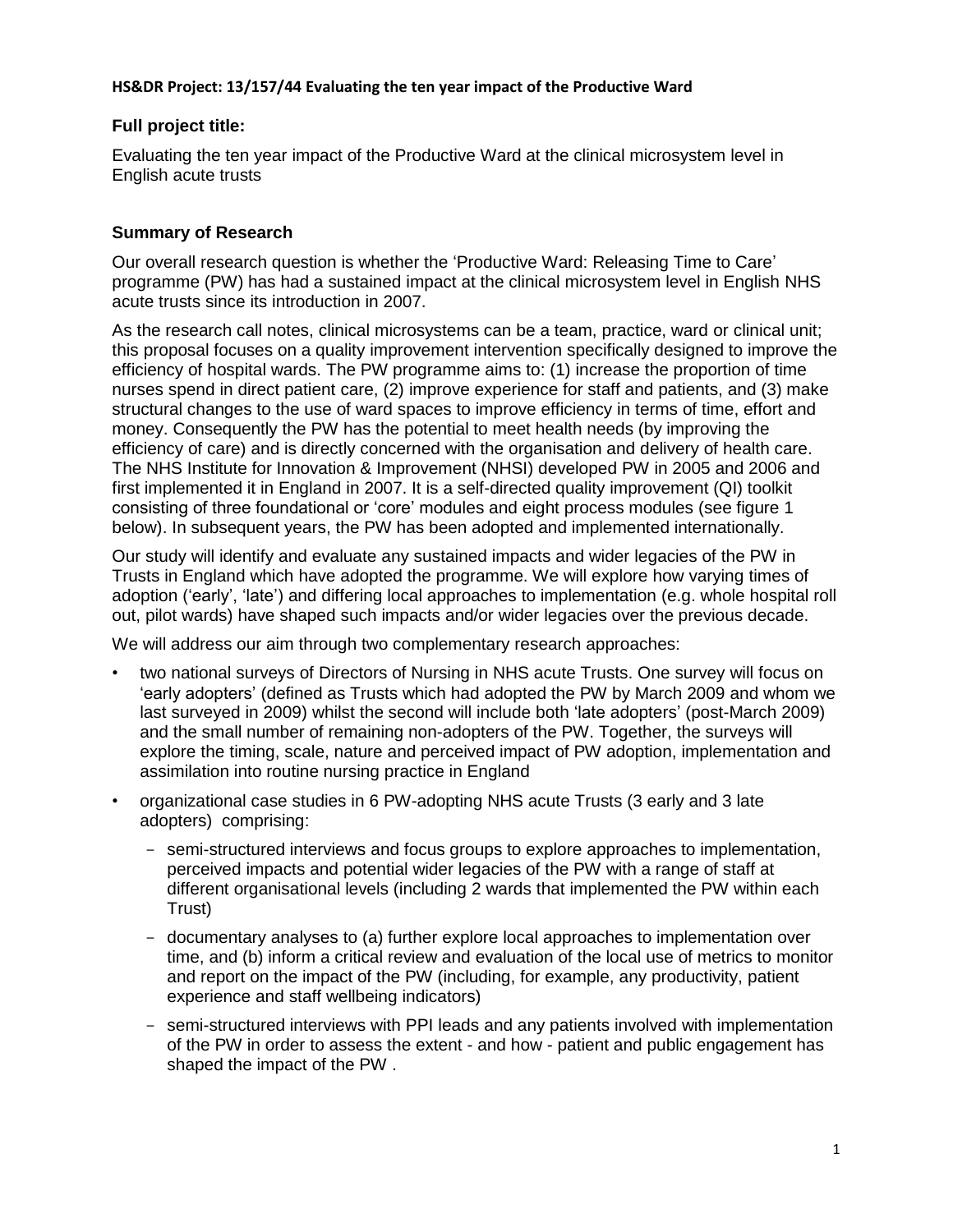**HS&DR Project: 13/157/44 Evaluating the ten year impact of the Productive Ward**

### Full project title:

Evaluating the ten year impact of the Productive Ward at the clinical microsystem level in English acute trusts

### Summary of Research

Our overall research question is whether the 'Productive Ward: Releasing Time to Care' programme (PW) has had a sustained impact at the clinical microsystem level in English NHS acute trusts since its introduction in 2007.

As the research call notes, clinical microsystems can be a team, practice, ward or clinical unit; this proposal focuses on a quality improvement intervention specifically designed to improve the efficiency of hospital wards. The PW programme aims to: (1) increase the proportion of time nurses spend in direct patient care, (2) improve experience for staff and patients, and (3) make structural changes to the use of ward spaces to improve efficiency in terms of time, effort and money. Consequently the PW has the potential to meet health needs (by improving the efficiency of care) and is directly concerned with the organisation and delivery of health care. The NHS Institute for Innovation & Improvement (NHSI) developed PW in 2005 and 2006 and first implemented it in England in 2007. It is a self-directed quality improvement (QI) toolkit consisting of three foundational or 'core' modules and eight process modules (see figure 1 below). In subsequent years, the PW has been adopted and implemented internationally.

Our study will identify and evaluate any sustained impacts and wider legacies of the PW in Trusts in England which have adopted the programme. We will explore how varying times of adoption ('early', 'late') and differing local approaches to implementation (e.g. whole hospital roll out, pilot wards) have shaped such impacts and/or wider legacies over the previous decade.

We will address our aim through two complementary research approaches:

- two national surveys of Directors of Nursing in NHS acute Trusts. One survey will focus on 'early adopters' (defined as Trusts which had adopted the PW by March 2009 and whom we last surveyed in 2009) whilst the second will include both 'late adopters' (post-March 2009) and the small number of remaining non-adopters of the PW. Together, the surveys will explore the timing, scale, nature and perceived impact of PW adoption, implementation and assimilation into routine nursing practice in England
- organizational case studies in 6 PW-adopting NHS acute Trusts (3 early and 3 late adopters) comprising:
  - semi-structured interviews and focus groups to explore approaches to implementation, perceived impacts and potential wider legacies of the PW with a range of staff at different organisational levels (including 2 wards that implemented the PW within each Trust)
  - documentary analyses to (a) further explore local approaches to implementation over time, and (b) inform a critical review and evaluation of the local use of metrics to monitor and report on the impact of the PW (including, for example, any productivity, patient experience and staff wellbeing indicators)
  - semi-structured interviews with PPI leads and any patients involved with implementation of the PW in order to assess the extent - and how - patient and public engagement has shaped the impact of the PW .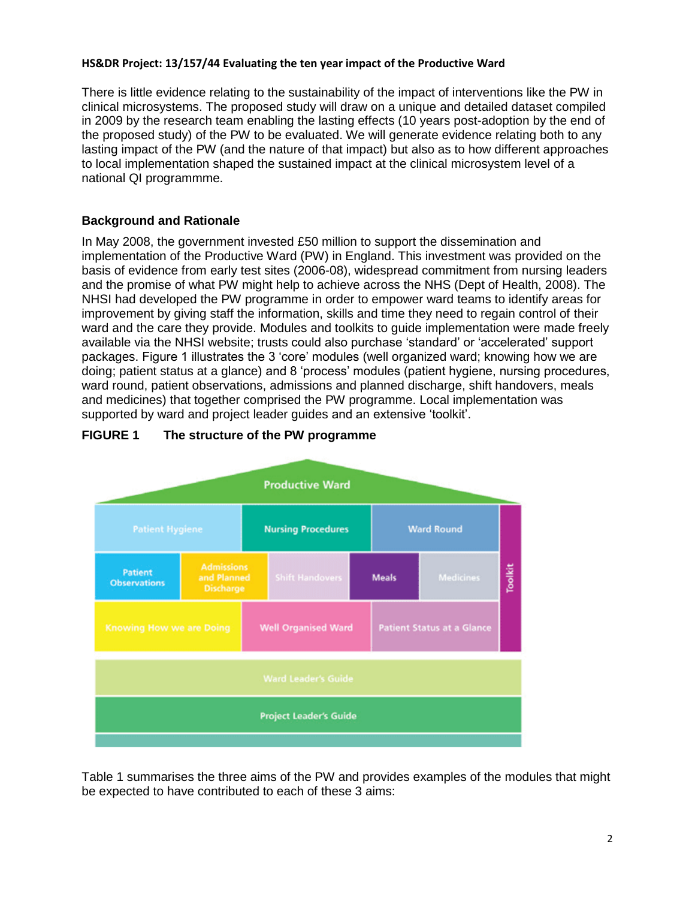There is little evidence relating to the sustainability of the impact of interventions like the PW in clinical microsystems. The proposed study will draw on a unique and detailed dataset compiled in 2009 by the research team enabling the lasting effects (10 years post-adoption by the end of the proposed study) of the PW to be evaluated. We will generate evidence relating both to any lasting impact of the PW (and the nature of that impact) but also as to how different approaches to local implementation shaped the sustained impact at the clinical microsystem level of a national QI programmme.

## Background and Rationale

In May 2008, the government invested £50 million to support the dissemination and implementation of the Productive Ward (PW) in England. This investment was provided on the basis of evidence from early test sites (2006-08), widespread commitment from nursing leaders and the promise of what PW might help to achieve across the NHS (Dept of Health, 2008). The NHSI had developed the PW programme in order to empower ward teams to identify areas for improvement by giving staff the information, skills and time they need to regain control of their ward and the care they provide. Modules and toolkits to guide implementation were made freely available via the NHSI website; trusts could also purchase 'standard' or 'accelerated' support packages. Figure 1 illustrates the 3 'core' modules (well organized ward; knowing how we are doing; patient status at a glance) and 8 'process' modules (patient hygiene, nursing procedures, ward round, patient observations, admissions and planned discharge, shift handovers, meals and medicines) that together comprised the PW programme. Local implementation was supported by ward and project leader guides and an extensive 'toolkit'.

**FIGURE 1 The structure of the PW programme**

| Productive Ward | | | | | | |
|---|---|---|---|---|---|---|
| Patient Hygiene | | Nursing Procedures | Ward Round | | | Toolkit |
| Patient Observations | Admissions and Planned Discharge | Shift Handovers | Meals | Medicines | | |
| Knowing How we are Doing | | Well Organised Ward | Patient Status at a Glance | | | |
| Ward Leader's Guide | | | | | | |
| Project Leader's Guide | | | | | | |

Table 1 summarises the three aims of the PW and provides examples of the modules that might be expected to have contributed to each of these 3 aims: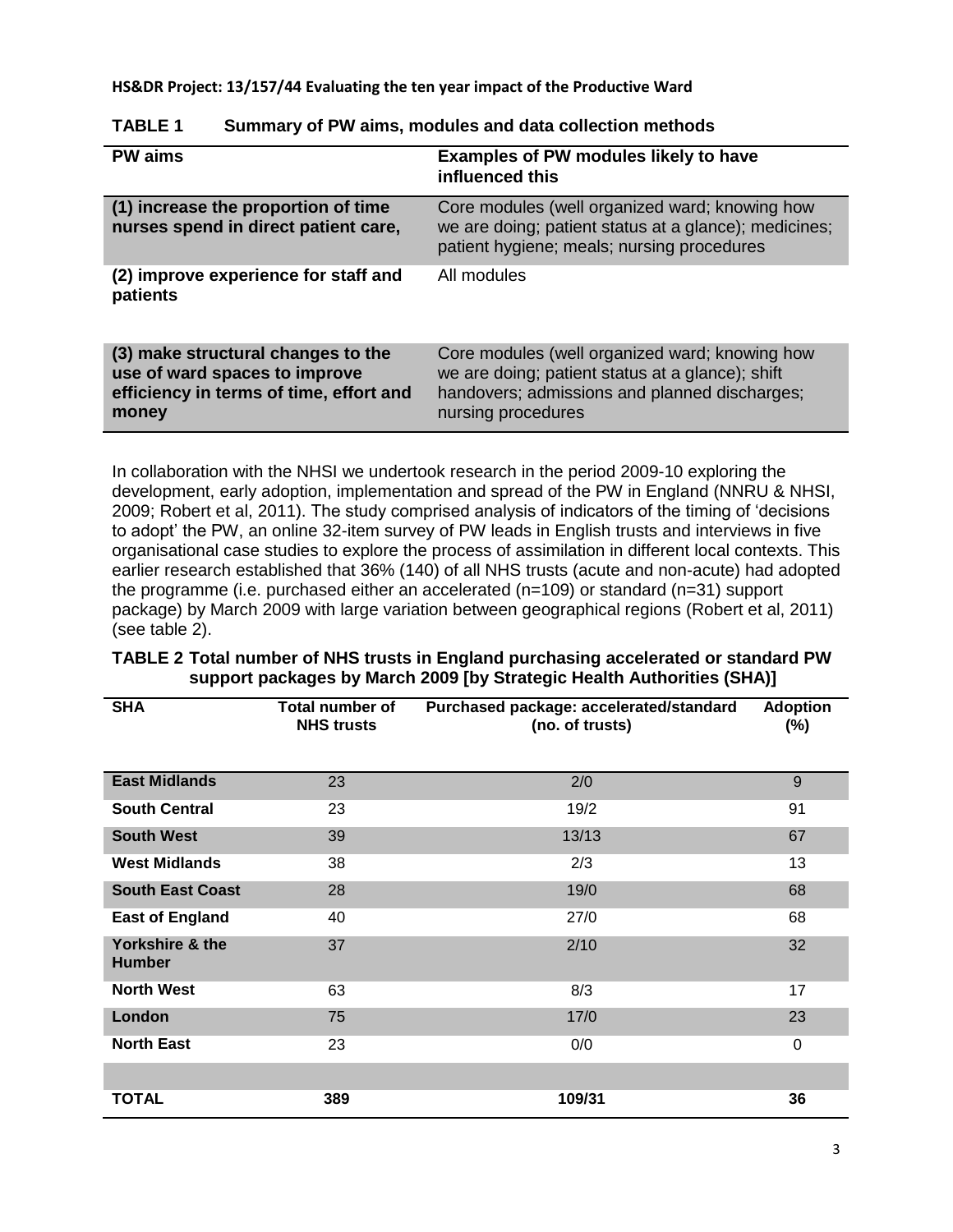**TABLE 1 Summary of PW aims, modules and data collection methods**

| PW aims | Examples of PW modules likely to have influenced this |
| --- | --- |
| (1) increase the proportion of time nurses spend in direct patient care, | Core modules (well organized ward; knowing how we are doing; patient status at a glance); medicines; patient hygiene; meals; nursing procedures |
| (2) improve experience for staff and patients | All modules |
| (3) make structural changes to the use of ward spaces to improve efficiency in terms of time, effort and money | Core modules (well organized ward; knowing how we are doing; patient status at a glance); shift handovers; admissions and planned discharges; nursing procedures |

In collaboration with the NHSI we undertook research in the period 2009-10 exploring the development, early adoption, implementation and spread of the PW in England (NNRU & NHSI, 2009; Robert et al, 2011). The study comprised analysis of indicators of the timing of 'decisions to adopt' the PW, an online 32-item survey of PW leads in English trusts and interviews in five organisational case studies to explore the process of assimilation in different local contexts. This earlier research established that 36% (140) of all NHS trusts (acute and non-acute) had adopted the programme (i.e. purchased either an accelerated (n=109) or standard (n=31) support package) by March 2009 with large variation between geographical regions (Robert et al, 2011) (see table 2).

**TABLE 2 Total number of NHS trusts in England purchasing accelerated or standard PW support packages by March 2009 [by Strategic Health Authorities (SHA)]**

| SHA | Total number of NHS trusts | Purchased package: accelerated/standard (no. of trusts) | Adoption (%) |
| --- | --- | --- | --- |
| East Midlands | 23 | 2/0 | 9 |
| South Central | 23 | 19/2 | 91 |
| South West | 39 | 13/13 | 67 |
| West Midlands | 38 | 2/3 | 13 |
| South East Coast | 28 | 19/0 | 68 |
| East of England | 40 | 27/0 | 68 |
| Yorkshire & the Humber | 37 | 2/10 | 32 |
| North West | 63 | 8/3 | 17 |
| London | 75 | 17/0 | 23 |
| North East | 23 | 0/0 | 0 |
| | | | |
| **TOTAL** | **389** | **109/31** | **36** |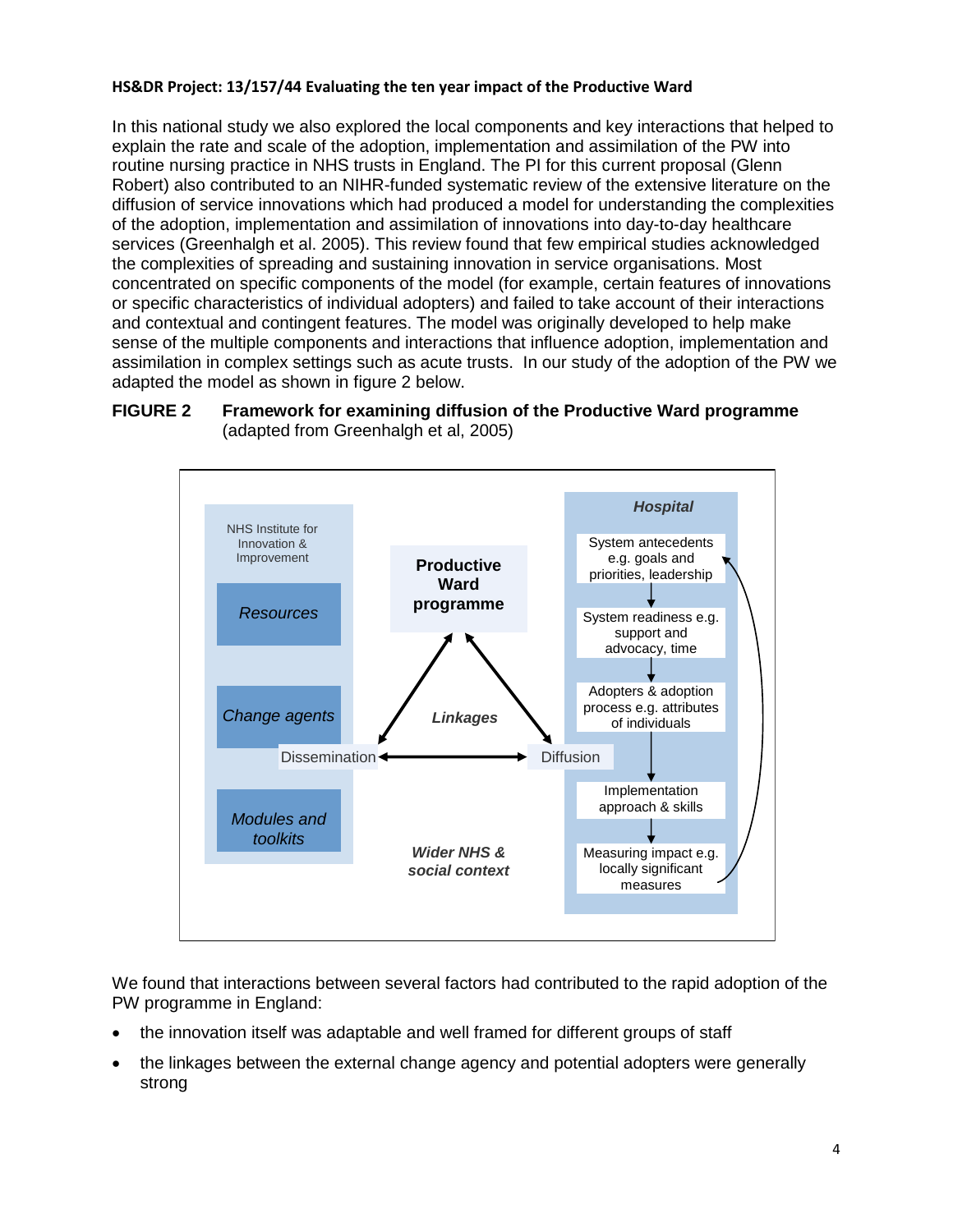In this national study we also explored the local components and key interactions that helped to explain the rate and scale of the adoption, implementation and assimilation of the PW into routine nursing practice in NHS trusts in England. The PI for this current proposal (Glenn Robert) also contributed to an NIHR-funded systematic review of the extensive literature on the diffusion of service innovations which had produced a model for understanding the complexities of the adoption, implementation and assimilation of innovations into day-to-day healthcare services (Greenhalgh et al. 2005). This review found that few empirical studies acknowledged the complexities of spreading and sustaining innovation in service organisations. Most concentrated on specific components of the model (for example, certain features of innovations or specific characteristics of individual adopters) and failed to take account of their interactions and contextual and contingent features. The model was originally developed to help make sense of the multiple components and interactions that influence adoption, implementation and assimilation in complex settings such as acute trusts. In our study of the adoption of the PW we adapted the model as shown in figure 2 below.

**FIGURE 2 Framework for examining diffusion of the Productive Ward programme** (adapted from Greenhalgh et al, 2005)

NHS Institute for Innovation & Improvement

*Resources*

*Change agents*

*Modules and toolkits*

Dissemination

**Productive Ward programme**

*Linkages*

***Wider NHS & social context***

Diffusion

***Hospital***

System antecedents e.g. goals and priorities, leadership

System readiness e.g. support and advocacy, time

Adopters & adoption process e.g. attributes of individuals

Implementation approach & skills

Measuring impact e.g. locally significant measures

We found that interactions between several factors had contributed to the rapid adoption of the PW programme in England:

- the innovation itself was adaptable and well framed for different groups of staff
- the linkages between the external change agency and potential adopters were generally strong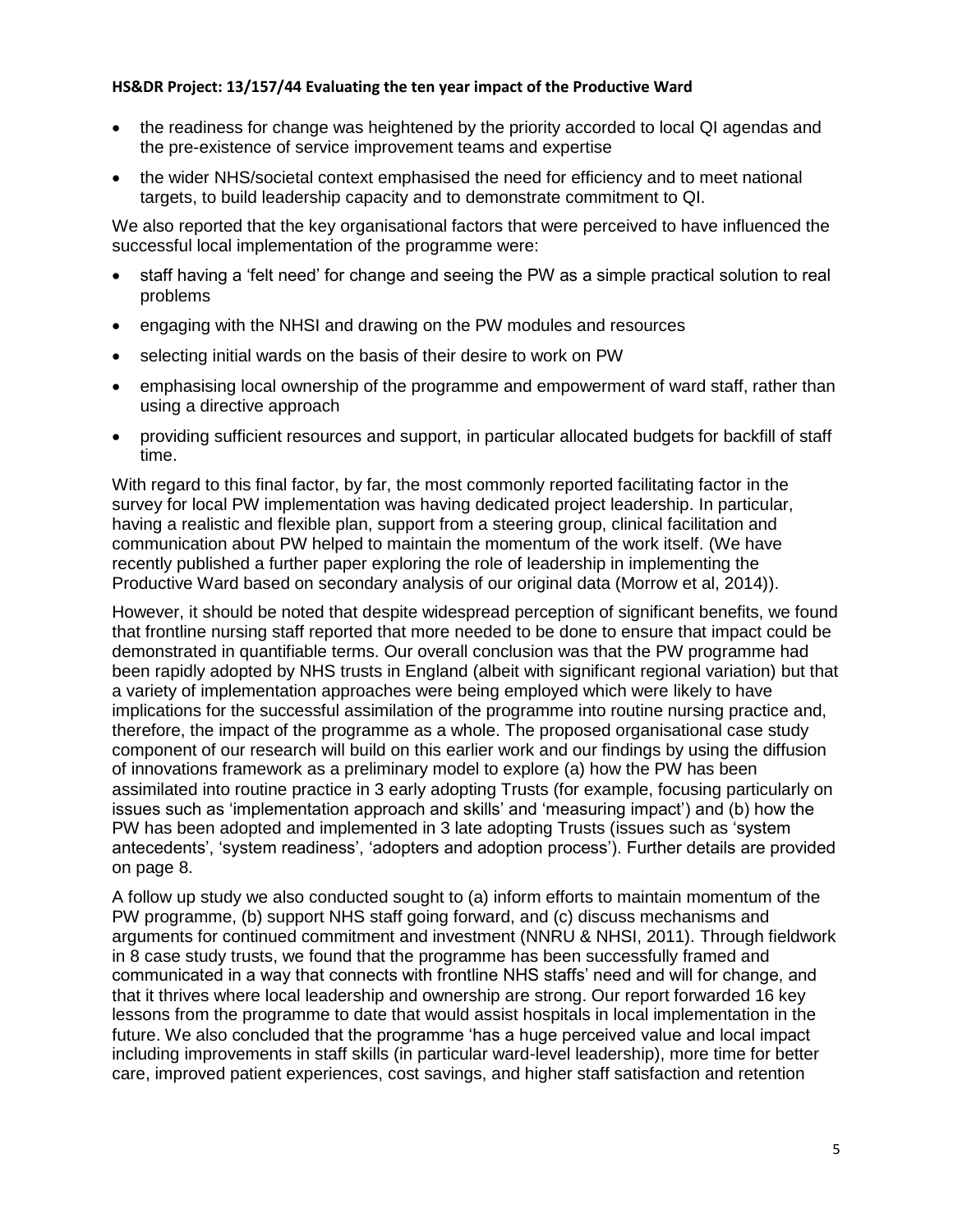- the readiness for change was heightened by the priority accorded to local QI agendas and the pre-existence of service improvement teams and expertise
- the wider NHS/societal context emphasised the need for efficiency and to meet national targets, to build leadership capacity and to demonstrate commitment to QI.

We also reported that the key organisational factors that were perceived to have influenced the successful local implementation of the programme were:

- staff having a 'felt need' for change and seeing the PW as a simple practical solution to real problems
- engaging with the NHSI and drawing on the PW modules and resources
- selecting initial wards on the basis of their desire to work on PW
- emphasising local ownership of the programme and empowerment of ward staff, rather than using a directive approach
- providing sufficient resources and support, in particular allocated budgets for backfill of staff time.

With regard to this final factor, by far, the most commonly reported facilitating factor in the survey for local PW implementation was having dedicated project leadership. In particular, having a realistic and flexible plan, support from a steering group, clinical facilitation and communication about PW helped to maintain the momentum of the work itself. (We have recently published a further paper exploring the role of leadership in implementing the Productive Ward based on secondary analysis of our original data (Morrow et al, 2014)).

However, it should be noted that despite widespread perception of significant benefits, we found that frontline nursing staff reported that more needed to be done to ensure that impact could be demonstrated in quantifiable terms. Our overall conclusion was that the PW programme had been rapidly adopted by NHS trusts in England (albeit with significant regional variation) but that a variety of implementation approaches were being employed which were likely to have implications for the successful assimilation of the programme into routine nursing practice and, therefore, the impact of the programme as a whole. The proposed organisational case study component of our research will build on this earlier work and our findings by using the diffusion of innovations framework as a preliminary model to explore (a) how the PW has been assimilated into routine practice in 3 early adopting Trusts (for example, focusing particularly on issues such as 'implementation approach and skills' and 'measuring impact') and (b) how the PW has been adopted and implemented in 3 late adopting Trusts (issues such as 'system antecedents', 'system readiness', 'adopters and adoption process'). Further details are provided on page 8.

A follow up study we also conducted sought to (a) inform efforts to maintain momentum of the PW programme, (b) support NHS staff going forward, and (c) discuss mechanisms and arguments for continued commitment and investment (NNRU & NHSI, 2011). Through fieldwork in 8 case study trusts, we found that the programme has been successfully framed and communicated in a way that connects with frontline NHS staffs' need and will for change, and that it thrives where local leadership and ownership are strong. Our report forwarded 16 key lessons from the programme to date that would assist hospitals in local implementation in the future. We also concluded that the programme 'has a huge perceived value and local impact including improvements in staff skills (in particular ward-level leadership), more time for better care, improved patient experiences, cost savings, and higher staff satisfaction and retention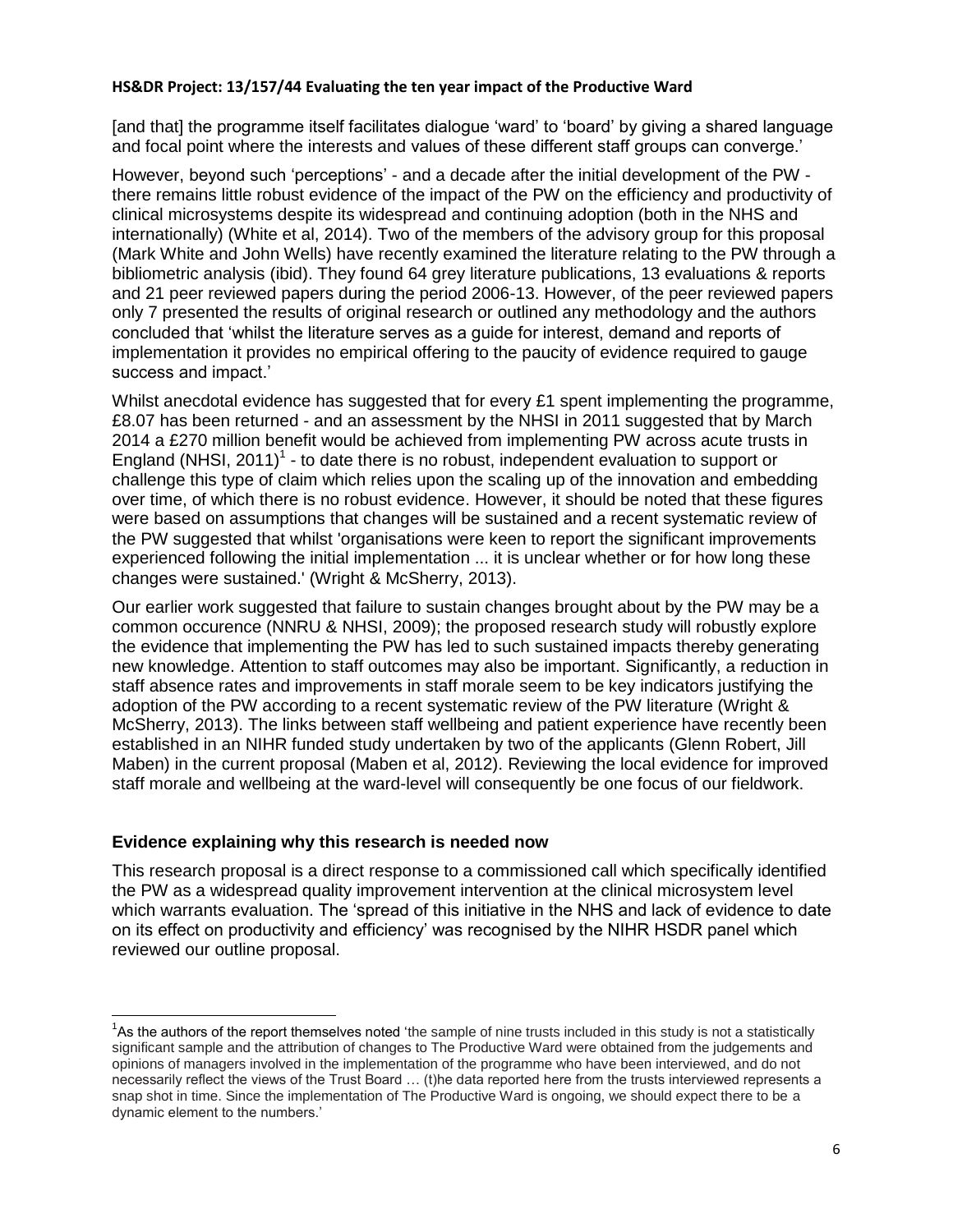[and that] the programme itself facilitates dialogue 'ward' to 'board' by giving a shared language and focal point where the interests and values of these different staff groups can converge.'

However, beyond such 'perceptions' - and a decade after the initial development of the PW - there remains little robust evidence of the impact of the PW on the efficiency and productivity of clinical microsystems despite its widespread and continuing adoption (both in the NHS and internationally) (White et al, 2014). Two of the members of the advisory group for this proposal (Mark White and John Wells) have recently examined the literature relating to the PW through a bibliometric analysis (ibid). They found 64 grey literature publications, 13 evaluations & reports and 21 peer reviewed papers during the period 2006-13. However, of the peer reviewed papers only 7 presented the results of original research or outlined any methodology and the authors concluded that 'whilst the literature serves as a guide for interest, demand and reports of implementation it provides no empirical offering to the paucity of evidence required to gauge success and impact.'

Whilst anecdotal evidence has suggested that for every £1 spent implementing the programme, £8.07 has been returned - and an assessment by the NHSI in 2011 suggested that by March 2014 a £270 million benefit would be achieved from implementing PW across acute trusts in England (NHSI, 2011)[1] - to date there is no robust, independent evaluation to support or challenge this type of claim which relies upon the scaling up of the innovation and embedding over time, of which there is no robust evidence. However, it should be noted that these figures were based on assumptions that changes will be sustained and a recent systematic review of the PW suggested that whilst 'organisations were keen to report the significant improvements experienced following the initial implementation ... it is unclear whether or for how long these changes were sustained.' (Wright & McSherry, 2013).

Our earlier work suggested that failure to sustain changes brought about by the PW may be a common occurence (NNRU & NHSI, 2009); the proposed research study will robustly explore the evidence that implementing the PW has led to such sustained impacts thereby generating new knowledge. Attention to staff outcomes may also be important. Significantly, a reduction in staff absence rates and improvements in staff morale seem to be key indicators justifying the adoption of the PW according to a recent systematic review of the PW literature (Wright & McSherry, 2013). The links between staff wellbeing and patient experience have recently been established in an NIHR funded study undertaken by two of the applicants (Glenn Robert, Jill Maben) in the current proposal (Maben et al, 2012). Reviewing the local evidence for improved staff morale and wellbeing at the ward-level will consequently be one focus of our fieldwork.

### Evidence explaining why this research is needed now

This research proposal is a direct response to a commissioned call which specifically identified the PW as a widespread quality improvement intervention at the clinical microsystem level which warrants evaluation. The 'spread of this initiative in the NHS and lack of evidence to date on its effect on productivity and efficiency' was recognised by the NIHR HSDR panel which reviewed our outline proposal.

---

[1] As the authors of the report themselves noted 'the sample of nine trusts included in this study is not a statistically significant sample and the attribution of changes to The Productive Ward were obtained from the judgements and opinions of managers involved in the implementation of the programme who have been interviewed, and do not necessarily reflect the views of the Trust Board … (t)he data reported here from the trusts interviewed represents a snap shot in time. Since the implementation of The Productive Ward is ongoing, we should expect there to be a dynamic element to the numbers.'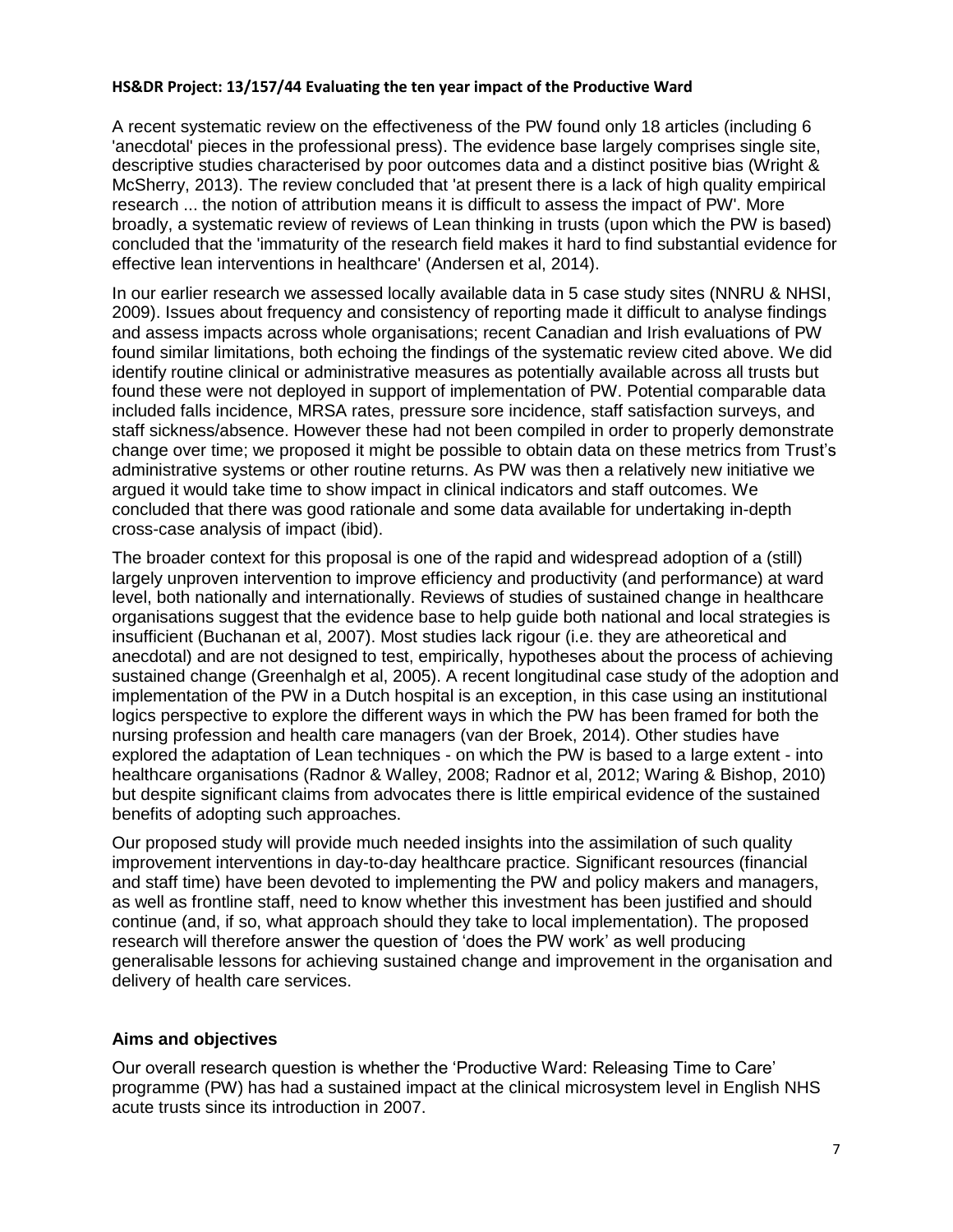A recent systematic review on the effectiveness of the PW found only 18 articles (including 6 'anecdotal' pieces in the professional press). The evidence base largely comprises single site, descriptive studies characterised by poor outcomes data and a distinct positive bias (Wright & McSherry, 2013). The review concluded that 'at present there is a lack of high quality empirical research ... the notion of attribution means it is difficult to assess the impact of PW'. More broadly, a systematic review of reviews of Lean thinking in trusts (upon which the PW is based) concluded that the 'immaturity of the research field makes it hard to find substantial evidence for effective lean interventions in healthcare' (Andersen et al, 2014).

In our earlier research we assessed locally available data in 5 case study sites (NNRU & NHSI, 2009). Issues about frequency and consistency of reporting made it difficult to analyse findings and assess impacts across whole organisations; recent Canadian and Irish evaluations of PW found similar limitations, both echoing the findings of the systematic review cited above. We did identify routine clinical or administrative measures as potentially available across all trusts but found these were not deployed in support of implementation of PW. Potential comparable data included falls incidence, MRSA rates, pressure sore incidence, staff satisfaction surveys, and staff sickness/absence. However these had not been compiled in order to properly demonstrate change over time; we proposed it might be possible to obtain data on these metrics from Trust's administrative systems or other routine returns. As PW was then a relatively new initiative we argued it would take time to show impact in clinical indicators and staff outcomes. We concluded that there was good rationale and some data available for undertaking in-depth cross-case analysis of impact (ibid).

The broader context for this proposal is one of the rapid and widespread adoption of a (still) largely unproven intervention to improve efficiency and productivity (and performance) at ward level, both nationally and internationally. Reviews of studies of sustained change in healthcare organisations suggest that the evidence base to help guide both national and local strategies is insufficient (Buchanan et al, 2007). Most studies lack rigour (i.e. they are atheoretical and anecdotal) and are not designed to test, empirically, hypotheses about the process of achieving sustained change (Greenhalgh et al, 2005). A recent longitudinal case study of the adoption and implementation of the PW in a Dutch hospital is an exception, in this case using an institutional logics perspective to explore the different ways in which the PW has been framed for both the nursing profession and health care managers (van der Broek, 2014). Other studies have explored the adaptation of Lean techniques - on which the PW is based to a large extent - into healthcare organisations (Radnor & Walley, 2008; Radnor et al, 2012; Waring & Bishop, 2010) but despite significant claims from advocates there is little empirical evidence of the sustained benefits of adopting such approaches.

Our proposed study will provide much needed insights into the assimilation of such quality improvement interventions in day-to-day healthcare practice. Significant resources (financial and staff time) have been devoted to implementing the PW and policy makers and managers, as well as frontline staff, need to know whether this investment has been justified and should continue (and, if so, what approach should they take to local implementation). The proposed research will therefore answer the question of 'does the PW work' as well producing generalisable lessons for achieving sustained change and improvement in the organisation and delivery of health care services.

## Aims and objectives

Our overall research question is whether the 'Productive Ward: Releasing Time to Care' programme (PW) has had a sustained impact at the clinical microsystem level in English NHS acute trusts since its introduction in 2007.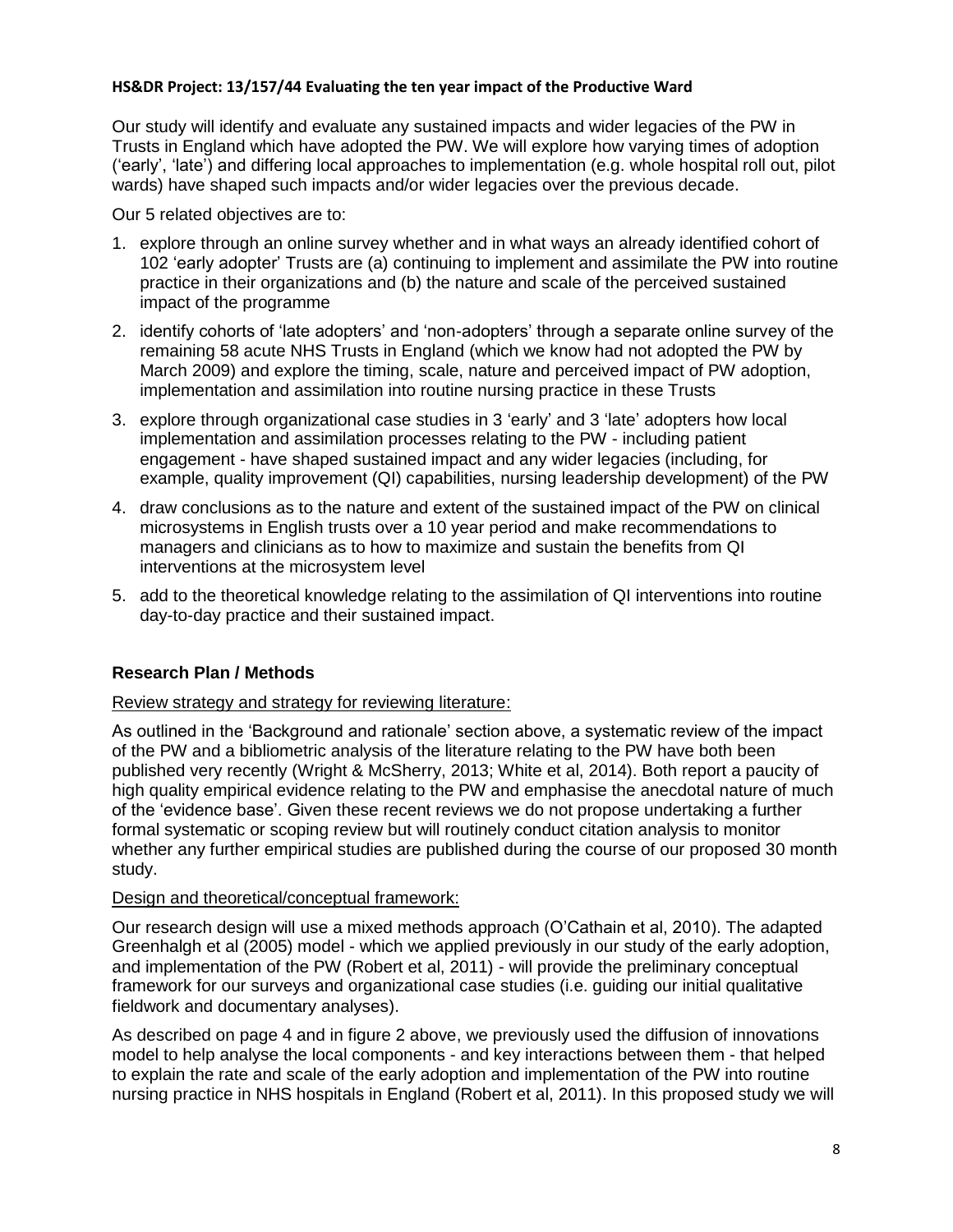Our study will identify and evaluate any sustained impacts and wider legacies of the PW in Trusts in England which have adopted the PW. We will explore how varying times of adoption ('early', 'late') and differing local approaches to implementation (e.g. whole hospital roll out, pilot wards) have shaped such impacts and/or wider legacies over the previous decade.

Our 5 related objectives are to:

1. explore through an online survey whether and in what ways an already identified cohort of 102 'early adopter' Trusts are (a) continuing to implement and assimilate the PW into routine practice in their organizations and (b) the nature and scale of the perceived sustained impact of the programme
2. identify cohorts of 'late adopters' and 'non-adopters' through a separate online survey of the remaining 58 acute NHS Trusts in England (which we know had not adopted the PW by March 2009) and explore the timing, scale, nature and perceived impact of PW adoption, implementation and assimilation into routine nursing practice in these Trusts
3. explore through organizational case studies in 3 'early' and 3 'late' adopters how local implementation and assimilation processes relating to the PW - including patient engagement - have shaped sustained impact and any wider legacies (including, for example, quality improvement (QI) capabilities, nursing leadership development) of the PW
4. draw conclusions as to the nature and extent of the sustained impact of the PW on clinical microsystems in English trusts over a 10 year period and make recommendations to managers and clinicians as to how to maximize and sustain the benefits from QI interventions at the microsystem level
5. add to the theoretical knowledge relating to the assimilation of QI interventions into routine day-to-day practice and their sustained impact.

## Research Plan / Methods

Review strategy and strategy for reviewing literature:

As outlined in the 'Background and rationale' section above, a systematic review of the impact of the PW and a bibliometric analysis of the literature relating to the PW have both been published very recently (Wright & McSherry, 2013; White et al, 2014). Both report a paucity of high quality empirical evidence relating to the PW and emphasise the anecdotal nature of much of the 'evidence base'. Given these recent reviews we do not propose undertaking a further formal systematic or scoping review but will routinely conduct citation analysis to monitor whether any further empirical studies are published during the course of our proposed 30 month study.

Design and theoretical/conceptual framework:

Our research design will use a mixed methods approach (O'Cathain et al, 2010). The adapted Greenhalgh et al (2005) model - which we applied previously in our study of the early adoption, and implementation of the PW (Robert et al, 2011) - will provide the preliminary conceptual framework for our surveys and organizational case studies (i.e. guiding our initial qualitative fieldwork and documentary analyses).

As described on page 4 and in figure 2 above, we previously used the diffusion of innovations model to help analyse the local components - and key interactions between them - that helped to explain the rate and scale of the early adoption and implementation of the PW into routine nursing practice in NHS hospitals in England (Robert et al, 2011). In this proposed study we will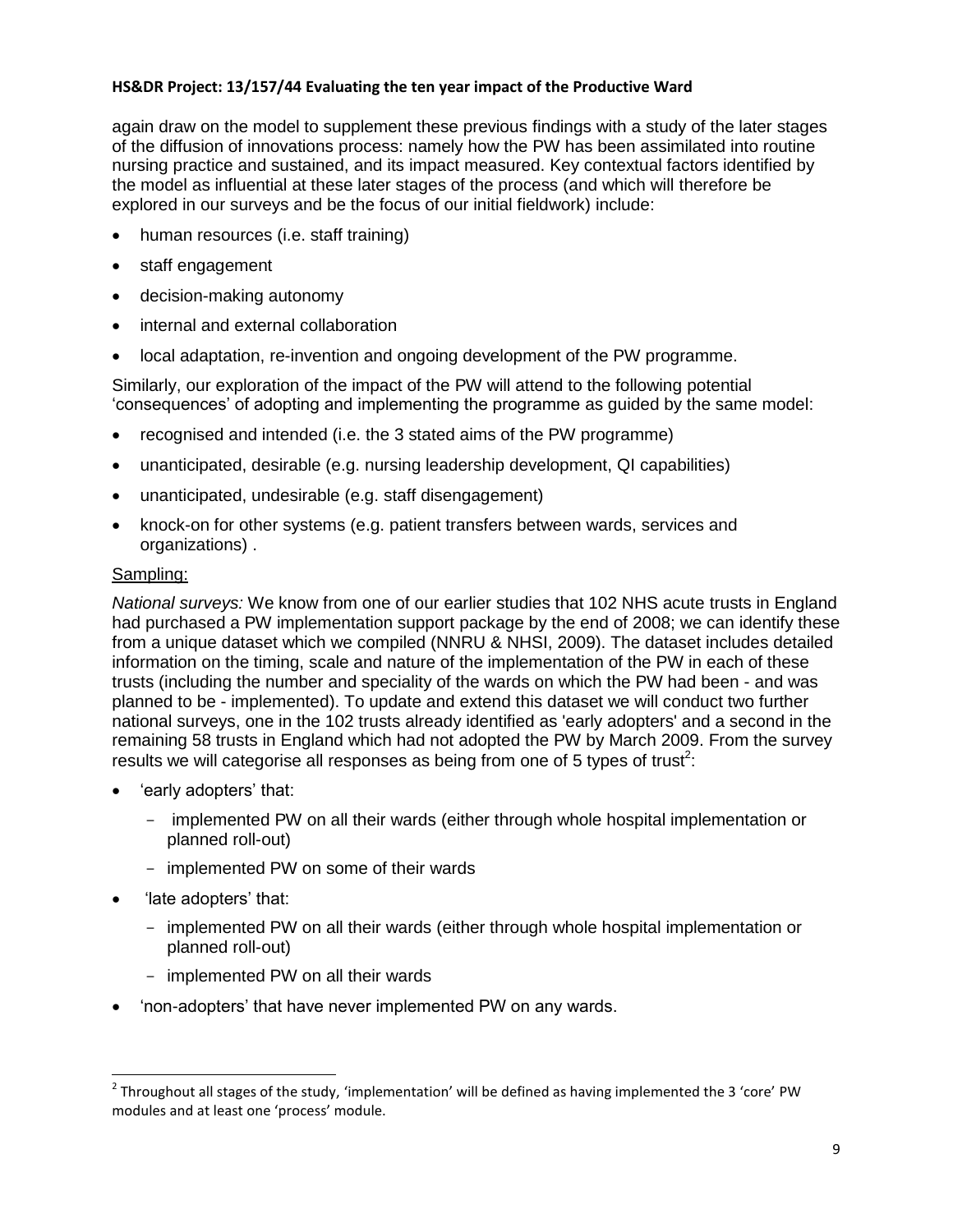again draw on the model to supplement these previous findings with a study of the later stages of the diffusion of innovations process: namely how the PW has been assimilated into routine nursing practice and sustained, and its impact measured. Key contextual factors identified by the model as influential at these later stages of the process (and which will therefore be explored in our surveys and be the focus of our initial fieldwork) include:

- human resources (i.e. staff training)
- staff engagement
- decision-making autonomy
- internal and external collaboration
- local adaptation, re-invention and ongoing development of the PW programme.

Similarly, our exploration of the impact of the PW will attend to the following potential 'consequences' of adopting and implementing the programme as guided by the same model:

- recognised and intended (i.e. the 3 stated aims of the PW programme)
- unanticipated, desirable (e.g. nursing leadership development, QI capabilities)
- unanticipated, undesirable (e.g. staff disengagement)
- knock-on for other systems (e.g. patient transfers between wards, services and organizations) .

<u>Sampling:</u>

*National surveys:* We know from one of our earlier studies that 102 NHS acute trusts in England had purchased a PW implementation support package by the end of 2008; we can identify these from a unique dataset which we compiled (NNRU & NHSI, 2009). The dataset includes detailed information on the timing, scale and nature of the implementation of the PW in each of these trusts (including the number and speciality of the wards on which the PW had been - and was planned to be - implemented). To update and extend this dataset we will conduct two further national surveys, one in the 102 trusts already identified as 'early adopters' and a second in the remaining 58 trusts in England which had not adopted the PW by March 2009. From the survey results we will categorise all responses as being from one of 5 types of trust[2]:

- 'early adopters' that:
  - implemented PW on all their wards (either through whole hospital implementation or planned roll-out)
  - implemented PW on some of their wards
- 'late adopters' that:
  - implemented PW on all their wards (either through whole hospital implementation or planned roll-out)
  - implemented PW on all their wards
- 'non-adopters' that have never implemented PW on any wards.

[2] Throughout all stages of the study, 'implementation' will be defined as having implemented the 3 'core' PW modules and at least one 'process' module.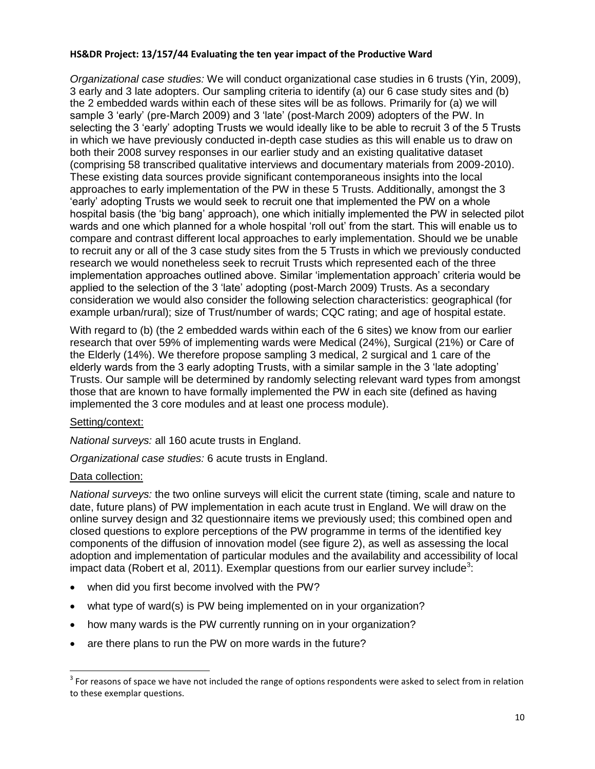*Organizational case studies:* We will conduct organizational case studies in 6 trusts (Yin, 2009), 3 early and 3 late adopters. Our sampling criteria to identify (a) our 6 case study sites and (b) the 2 embedded wards within each of these sites will be as follows. Primarily for (a) we will sample 3 'early' (pre-March 2009) and 3 'late' (post-March 2009) adopters of the PW. In selecting the 3 'early' adopting Trusts we would ideally like to be able to recruit 3 of the 5 Trusts in which we have previously conducted in-depth case studies as this will enable us to draw on both their 2008 survey responses in our earlier study and an existing qualitative dataset (comprising 58 transcribed qualitative interviews and documentary materials from 2009-2010). These existing data sources provide significant contemporaneous insights into the local approaches to early implementation of the PW in these 5 Trusts. Additionally, amongst the 3 'early' adopting Trusts we would seek to recruit one that implemented the PW on a whole hospital basis (the 'big bang' approach), one which initially implemented the PW in selected pilot wards and one which planned for a whole hospital 'roll out' from the start. This will enable us to compare and contrast different local approaches to early implementation. Should we be unable to recruit any or all of the 3 case study sites from the 5 Trusts in which we previously conducted research we would nonetheless seek to recruit Trusts which represented each of the three implementation approaches outlined above. Similar 'implementation approach' criteria would be applied to the selection of the 3 'late' adopting (post-March 2009) Trusts. As a secondary consideration we would also consider the following selection characteristics: geographical (for example urban/rural); size of Trust/number of wards; CQC rating; and age of hospital estate.

With regard to (b) (the 2 embedded wards within each of the 6 sites) we know from our earlier research that over 59% of implementing wards were Medical (24%), Surgical (21%) or Care of the Elderly (14%). We therefore propose sampling 3 medical, 2 surgical and 1 care of the elderly wards from the 3 early adopting Trusts, with a similar sample in the 3 'late adopting' Trusts. Our sample will be determined by randomly selecting relevant ward types from amongst those that are known to have formally implemented the PW in each site (defined as having implemented the 3 core modules and at least one process module).

Setting/context:

*National surveys:* all 160 acute trusts in England.

*Organizational case studies:* 6 acute trusts in England.

Data collection:

*National surveys:* the two online surveys will elicit the current state (timing, scale and nature to date, future plans) of PW implementation in each acute trust in England. We will draw on the online survey design and 32 questionnaire items we previously used; this combined open and closed questions to explore perceptions of the PW programme in terms of the identified key components of the diffusion of innovation model (see figure 2), as well as assessing the local adoption and implementation of particular modules and the availability and accessibility of local impact data (Robert et al, 2011). Exemplar questions from our earlier survey include[3]:

- when did you first become involved with the PW?
- what type of ward(s) is PW being implemented on in your organization?
- how many wards is the PW currently running on in your organization?
- are there plans to run the PW on more wards in the future?

[3] For reasons of space we have not included the range of options respondents were asked to select from in relation to these exemplar questions.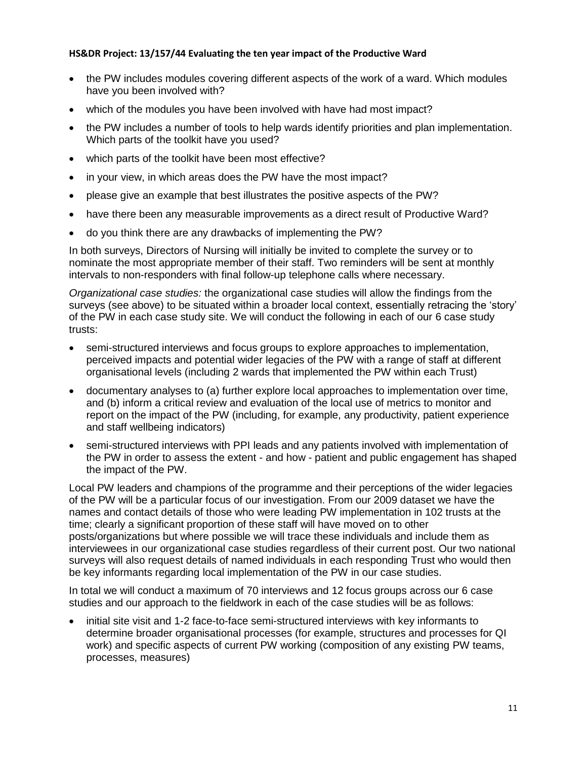- the PW includes modules covering different aspects of the work of a ward. Which modules have you been involved with?
- which of the modules you have been involved with have had most impact?
- the PW includes a number of tools to help wards identify priorities and plan implementation. Which parts of the toolkit have you used?
- which parts of the toolkit have been most effective?
- in your view, in which areas does the PW have the most impact?
- please give an example that best illustrates the positive aspects of the PW?
- have there been any measurable improvements as a direct result of Productive Ward?
- do you think there are any drawbacks of implementing the PW?

In both surveys, Directors of Nursing will initially be invited to complete the survey or to nominate the most appropriate member of their staff. Two reminders will be sent at monthly intervals to non-responders with final follow-up telephone calls where necessary.

*Organizational case studies:* the organizational case studies will allow the findings from the surveys (see above) to be situated within a broader local context, essentially retracing the 'story' of the PW in each case study site. We will conduct the following in each of our 6 case study trusts:

- semi-structured interviews and focus groups to explore approaches to implementation, perceived impacts and potential wider legacies of the PW with a range of staff at different organisational levels (including 2 wards that implemented the PW within each Trust)
- documentary analyses to (a) further explore local approaches to implementation over time, and (b) inform a critical review and evaluation of the local use of metrics to monitor and report on the impact of the PW (including, for example, any productivity, patient experience and staff wellbeing indicators)
- semi-structured interviews with PPI leads and any patients involved with implementation of the PW in order to assess the extent - and how - patient and public engagement has shaped the impact of the PW.

Local PW leaders and champions of the programme and their perceptions of the wider legacies of the PW will be a particular focus of our investigation. From our 2009 dataset we have the names and contact details of those who were leading PW implementation in 102 trusts at the time; clearly a significant proportion of these staff will have moved on to other posts/organizations but where possible we will trace these individuals and include them as interviewees in our organizational case studies regardless of their current post. Our two national surveys will also request details of named individuals in each responding Trust who would then be key informants regarding local implementation of the PW in our case studies.

In total we will conduct a maximum of 70 interviews and 12 focus groups across our 6 case studies and our approach to the fieldwork in each of the case studies will be as follows:

- initial site visit and 1-2 face-to-face semi-structured interviews with key informants to determine broader organisational processes (for example, structures and processes for QI work) and specific aspects of current PW working (composition of any existing PW teams, processes, measures)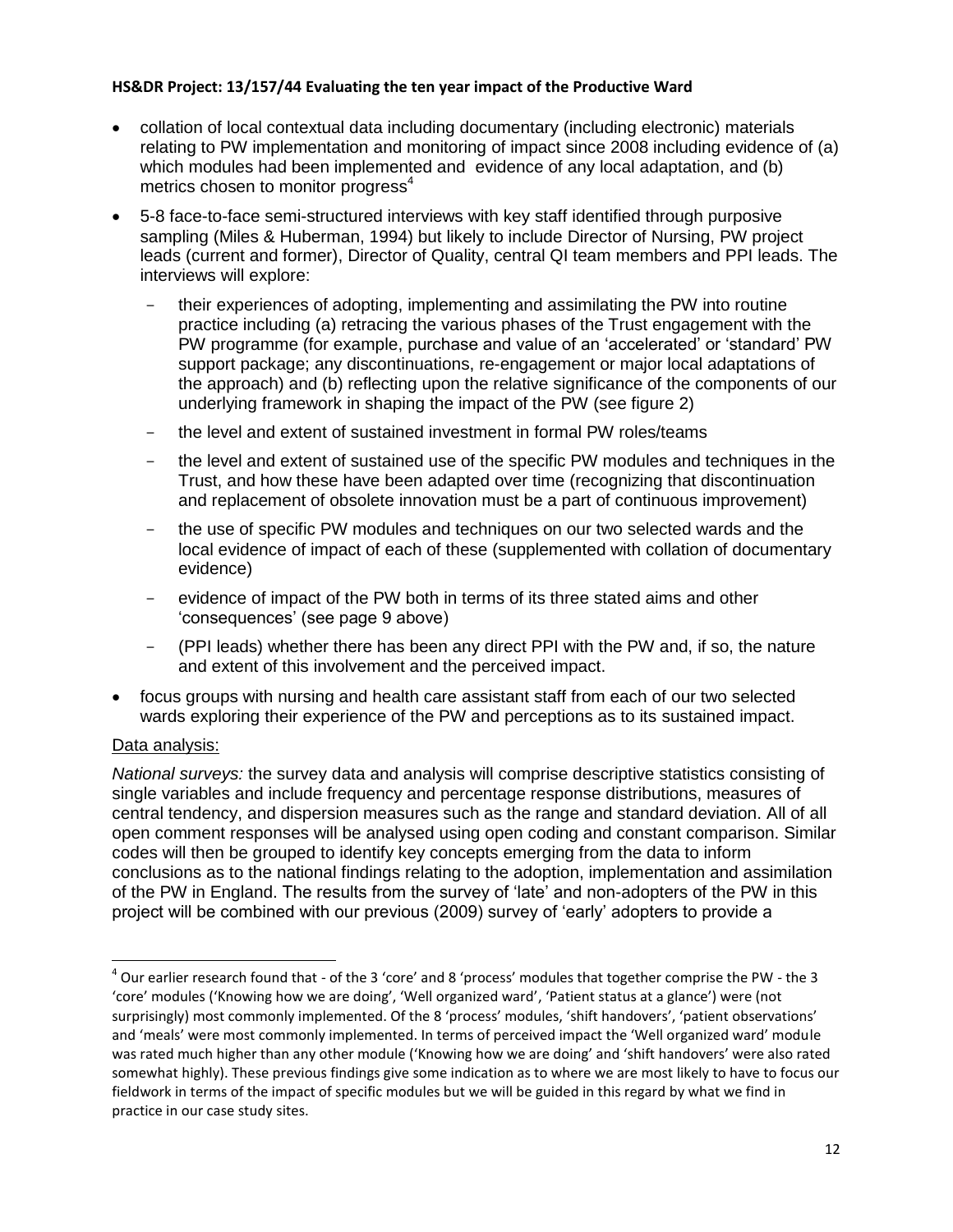- collation of local contextual data including documentary (including electronic) materials relating to PW implementation and monitoring of impact since 2008 including evidence of (a) which modules had been implemented and evidence of any local adaptation, and (b) metrics chosen to monitor progress[4]
- 5-8 face-to-face semi-structured interviews with key staff identified through purposive sampling (Miles & Huberman, 1994) but likely to include Director of Nursing, PW project leads (current and former), Director of Quality, central QI team members and PPI leads. The interviews will explore:
    - their experiences of adopting, implementing and assimilating the PW into routine practice including (a) retracing the various phases of the Trust engagement with the PW programme (for example, purchase and value of an 'accelerated' or 'standard' PW support package; any discontinuations, re-engagement or major local adaptations of the approach) and (b) reflecting upon the relative significance of the components of our underlying framework in shaping the impact of the PW (see figure 2)
    - the level and extent of sustained investment in formal PW roles/teams
    - the level and extent of sustained use of the specific PW modules and techniques in the Trust, and how these have been adapted over time (recognizing that discontinuation and replacement of obsolete innovation must be a part of continuous improvement)
    - the use of specific PW modules and techniques on our two selected wards and the local evidence of impact of each of these (supplemented with collation of documentary evidence)
    - evidence of impact of the PW both in terms of its three stated aims and other 'consequences' (see page 9 above)
    - (PPI leads) whether there has been any direct PPI with the PW and, if so, the nature and extent of this involvement and the perceived impact.
- focus groups with nursing and health care assistant staff from each of our two selected wards exploring their experience of the PW and perceptions as to its sustained impact.

<u>Data analysis:</u>

*National surveys:* the survey data and analysis will comprise descriptive statistics consisting of single variables and include frequency and percentage response distributions, measures of central tendency, and dispersion measures such as the range and standard deviation. All of all open comment responses will be analysed using open coding and constant comparison. Similar codes will then be grouped to identify key concepts emerging from the data to inform conclusions as to the national findings relating to the adoption, implementation and assimilation of the PW in England. The results from the survey of 'late' and non-adopters of the PW in this project will be combined with our previous (2009) survey of 'early' adopters to provide a

[4] Our earlier research found that - of the 3 'core' and 8 'process' modules that together comprise the PW - the 3 'core' modules ('Knowing how we are doing', 'Well organized ward', 'Patient status at a glance') were (not surprisingly) most commonly implemented. Of the 8 'process' modules, 'shift handovers', 'patient observations' and 'meals' were most commonly implemented. In terms of perceived impact the 'Well organized ward' module was rated much higher than any other module ('Knowing how we are doing' and 'shift handovers' were also rated somewhat highly). These previous findings give some indication as to where we are most likely to have to focus our fieldwork in terms of the impact of specific modules but we will be guided in this regard by what we find in practice in our case study sites.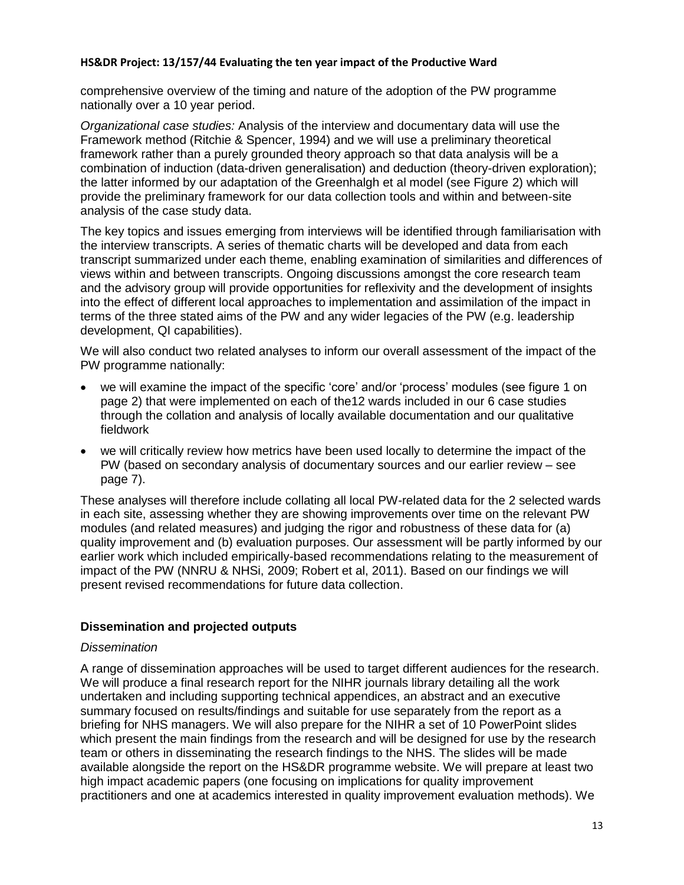comprehensive overview of the timing and nature of the adoption of the PW programme nationally over a 10 year period.

*Organizational case studies:* Analysis of the interview and documentary data will use the Framework method (Ritchie & Spencer, 1994) and we will use a preliminary theoretical framework rather than a purely grounded theory approach so that data analysis will be a combination of induction (data-driven generalisation) and deduction (theory-driven exploration); the latter informed by our adaptation of the Greenhalgh et al model (see Figure 2) which will provide the preliminary framework for our data collection tools and within and between-site analysis of the case study data.

The key topics and issues emerging from interviews will be identified through familiarisation with the interview transcripts. A series of thematic charts will be developed and data from each transcript summarized under each theme, enabling examination of similarities and differences of views within and between transcripts. Ongoing discussions amongst the core research team and the advisory group will provide opportunities for reflexivity and the development of insights into the effect of different local approaches to implementation and assimilation of the impact in terms of the three stated aims of the PW and any wider legacies of the PW (e.g. leadership development, QI capabilities).

We will also conduct two related analyses to inform our overall assessment of the impact of the PW programme nationally:

- we will examine the impact of the specific 'core' and/or 'process' modules (see figure 1 on page 2) that were implemented on each of the12 wards included in our 6 case studies through the collation and analysis of locally available documentation and our qualitative fieldwork
- we will critically review how metrics have been used locally to determine the impact of the PW (based on secondary analysis of documentary sources and our earlier review – see page 7).

These analyses will therefore include collating all local PW-related data for the 2 selected wards in each site, assessing whether they are showing improvements over time on the relevant PW modules (and related measures) and judging the rigor and robustness of these data for (a) quality improvement and (b) evaluation purposes. Our assessment will be partly informed by our earlier work which included empirically-based recommendations relating to the measurement of impact of the PW (NNRU & NHSi, 2009; Robert et al, 2011). Based on our findings we will present revised recommendations for future data collection.

## Dissemination and projected outputs

*Dissemination*

A range of dissemination approaches will be used to target different audiences for the research. We will produce a final research report for the NIHR journals library detailing all the work undertaken and including supporting technical appendices, an abstract and an executive summary focused on results/findings and suitable for use separately from the report as a briefing for NHS managers. We will also prepare for the NIHR a set of 10 PowerPoint slides which present the main findings from the research and will be designed for use by the research team or others in disseminating the research findings to the NHS. The slides will be made available alongside the report on the HS&DR programme website. We will prepare at least two high impact academic papers (one focusing on implications for quality improvement practitioners and one at academics interested in quality improvement evaluation methods). We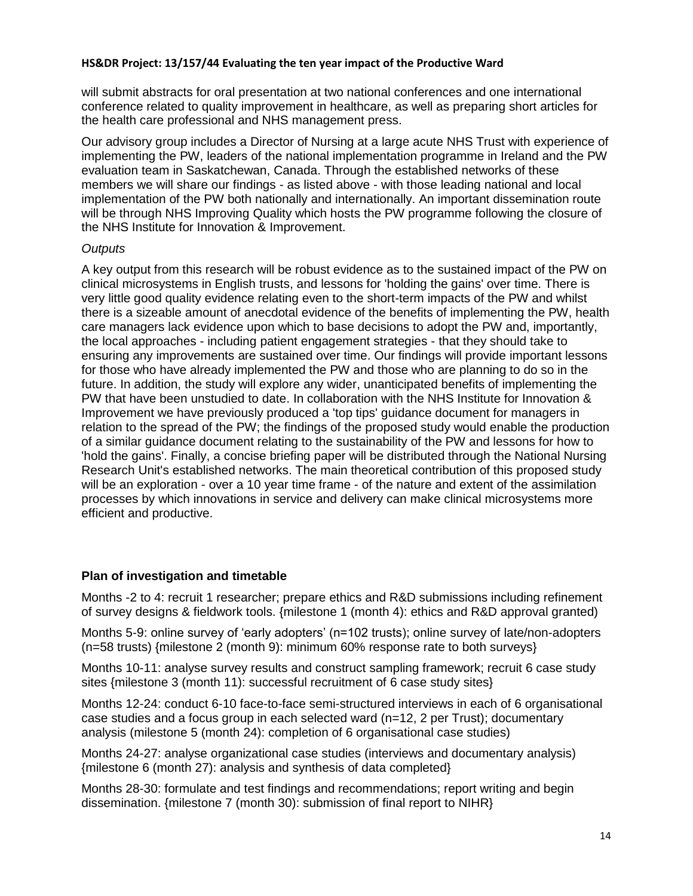will submit abstracts for oral presentation at two national conferences and one international conference related to quality improvement in healthcare, as well as preparing short articles for the health care professional and NHS management press.

Our advisory group includes a Director of Nursing at a large acute NHS Trust with experience of implementing the PW, leaders of the national implementation programme in Ireland and the PW evaluation team in Saskatchewan, Canada. Through the established networks of these members we will share our findings - as listed above - with those leading national and local implementation of the PW both nationally and internationally. An important dissemination route will be through NHS Improving Quality which hosts the PW programme following the closure of the NHS Institute for Innovation & Improvement.

*Outputs*

A key output from this research will be robust evidence as to the sustained impact of the PW on clinical microsystems in English trusts, and lessons for 'holding the gains' over time. There is very little good quality evidence relating even to the short-term impacts of the PW and whilst there is a sizeable amount of anecdotal evidence of the benefits of implementing the PW, health care managers lack evidence upon which to base decisions to adopt the PW and, importantly, the local approaches - including patient engagement strategies - that they should take to ensuring any improvements are sustained over time. Our findings will provide important lessons for those who have already implemented the PW and those who are planning to do so in the future. In addition, the study will explore any wider, unanticipated benefits of implementing the PW that have been unstudied to date. In collaboration with the NHS Institute for Innovation & Improvement we have previously produced a 'top tips' guidance document for managers in relation to the spread of the PW; the findings of the proposed study would enable the production of a similar guidance document relating to the sustainability of the PW and lessons for how to 'hold the gains'. Finally, a concise briefing paper will be distributed through the National Nursing Research Unit's established networks. The main theoretical contribution of this proposed study will be an exploration - over a 10 year time frame - of the nature and extent of the assimilation processes by which innovations in service and delivery can make clinical microsystems more efficient and productive.

### Plan of investigation and timetable

Months -2 to 4: recruit 1 researcher; prepare ethics and R&D submissions including refinement of survey designs & fieldwork tools. {milestone 1 (month 4): ethics and R&D approval granted)

Months 5-9: online survey of 'early adopters' (n=102 trusts); online survey of late/non-adopters (n=58 trusts) {milestone 2 (month 9): minimum 60% response rate to both surveys}

Months 10-11: analyse survey results and construct sampling framework; recruit 6 case study sites {milestone 3 (month 11): successful recruitment of 6 case study sites}

Months 12-24: conduct 6-10 face-to-face semi-structured interviews in each of 6 organisational case studies and a focus group in each selected ward (n=12, 2 per Trust); documentary analysis (milestone 5 (month 24): completion of 6 organisational case studies)

Months 24-27: analyse organizational case studies (interviews and documentary analysis) {milestone 6 (month 27): analysis and synthesis of data completed}

Months 28-30: formulate and test findings and recommendations; report writing and begin dissemination. {milestone 7 (month 30): submission of final report to NIHR}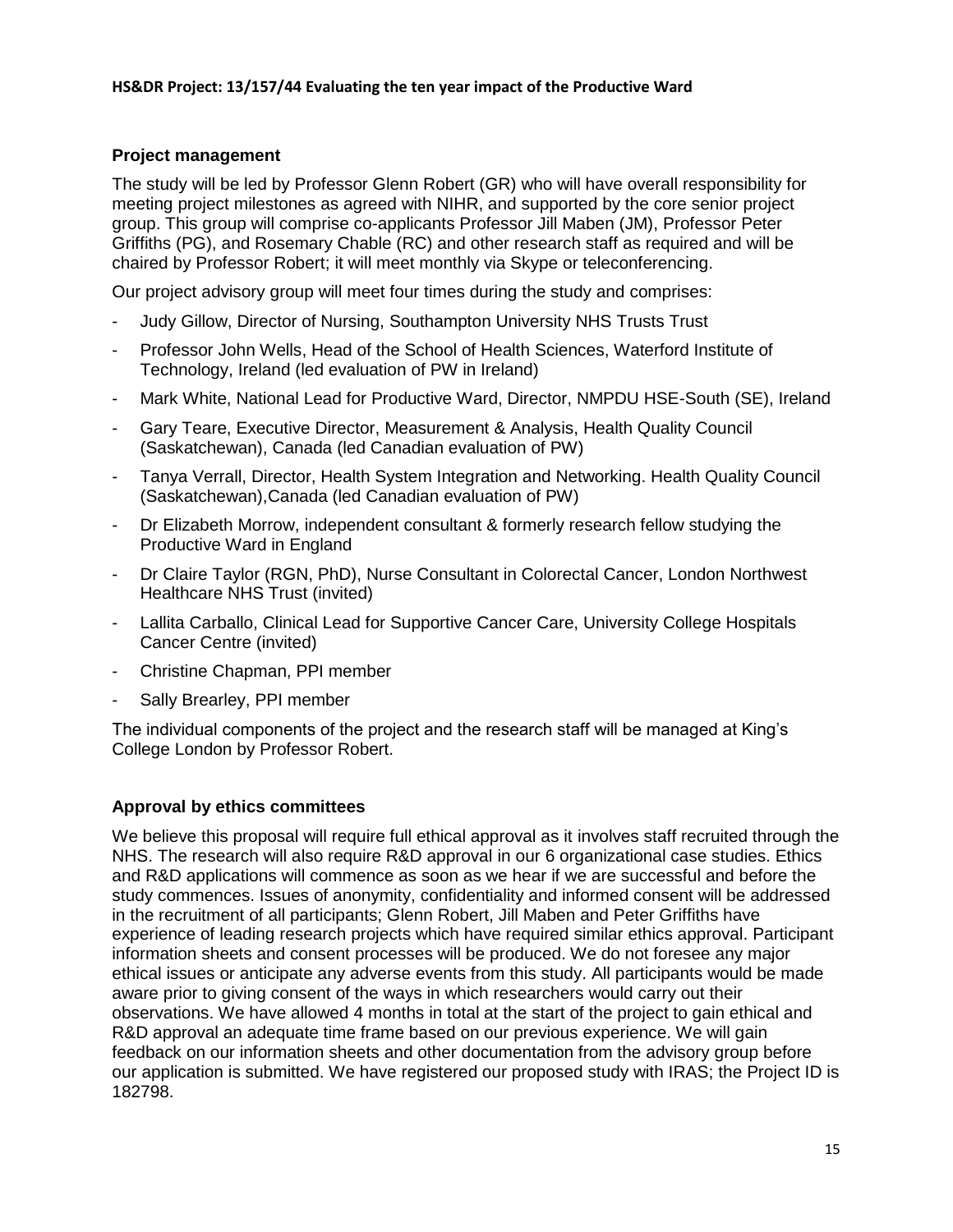## Project management

The study will be led by Professor Glenn Robert (GR) who will have overall responsibility for meeting project milestones as agreed with NIHR, and supported by the core senior project group. This group will comprise co-applicants Professor Jill Maben (JM), Professor Peter Griffiths (PG), and Rosemary Chable (RC) and other research staff as required and will be chaired by Professor Robert; it will meet monthly via Skype or teleconferencing.

Our project advisory group will meet four times during the study and comprises:

- Judy Gillow, Director of Nursing, Southampton University NHS Trusts Trust
- Professor John Wells, Head of the School of Health Sciences, Waterford Institute of Technology, Ireland (led evaluation of PW in Ireland)
- Mark White, National Lead for Productive Ward, Director, NMPDU HSE-South (SE), Ireland
- Gary Teare, Executive Director, Measurement & Analysis, Health Quality Council (Saskatchewan), Canada (led Canadian evaluation of PW)
- Tanya Verrall, Director, Health System Integration and Networking. Health Quality Council (Saskatchewan),Canada (led Canadian evaluation of PW)
- Dr Elizabeth Morrow, independent consultant & formerly research fellow studying the Productive Ward in England
- Dr Claire Taylor (RGN, PhD), Nurse Consultant in Colorectal Cancer, London Northwest Healthcare NHS Trust (invited)
- Lallita Carballo, Clinical Lead for Supportive Cancer Care, University College Hospitals Cancer Centre (invited)
- Christine Chapman, PPI member
- Sally Brearley, PPI member

The individual components of the project and the research staff will be managed at King's College London by Professor Robert.

## Approval by ethics committees

We believe this proposal will require full ethical approval as it involves staff recruited through the NHS. The research will also require R&D approval in our 6 organizational case studies. Ethics and R&D applications will commence as soon as we hear if we are successful and before the study commences. Issues of anonymity, confidentiality and informed consent will be addressed in the recruitment of all participants; Glenn Robert, Jill Maben and Peter Griffiths have experience of leading research projects which have required similar ethics approval. Participant information sheets and consent processes will be produced. We do not foresee any major ethical issues or anticipate any adverse events from this study. All participants would be made aware prior to giving consent of the ways in which researchers would carry out their observations. We have allowed 4 months in total at the start of the project to gain ethical and R&D approval an adequate time frame based on our previous experience. We will gain feedback on our information sheets and other documentation from the advisory group before our application is submitted. We have registered our proposed study with IRAS; the Project ID is 182798.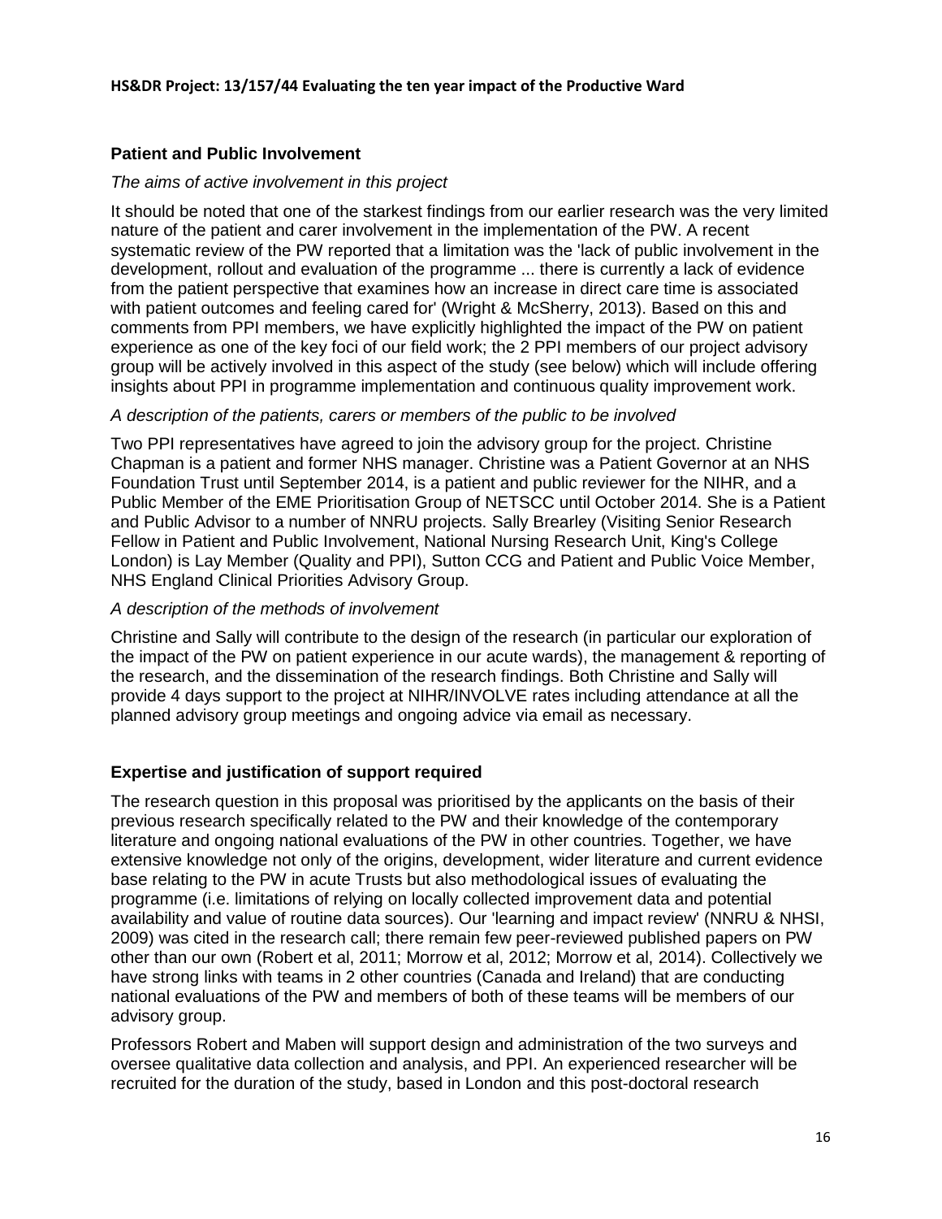## Patient and Public Involvement

*The aims of active involvement in this project*

It should be noted that one of the starkest findings from our earlier research was the very limited nature of the patient and carer involvement in the implementation of the PW. A recent systematic review of the PW reported that a limitation was the 'lack of public involvement in the development, rollout and evaluation of the programme ... there is currently a lack of evidence from the patient perspective that examines how an increase in direct care time is associated with patient outcomes and feeling cared for' (Wright & McSherry, 2013). Based on this and comments from PPI members, we have explicitly highlighted the impact of the PW on patient experience as one of the key foci of our field work; the 2 PPI members of our project advisory group will be actively involved in this aspect of the study (see below) which will include offering insights about PPI in programme implementation and continuous quality improvement work.

*A description of the patients, carers or members of the public to be involved*

Two PPI representatives have agreed to join the advisory group for the project. Christine Chapman is a patient and former NHS manager. Christine was a Patient Governor at an NHS Foundation Trust until September 2014, is a patient and public reviewer for the NIHR, and a Public Member of the EME Prioritisation Group of NETSCC until October 2014. She is a Patient and Public Advisor to a number of NNRU projects. Sally Brearley (Visiting Senior Research Fellow in Patient and Public Involvement, National Nursing Research Unit, King's College London) is Lay Member (Quality and PPI), Sutton CCG and Patient and Public Voice Member, NHS England Clinical Priorities Advisory Group.

*A description of the methods of involvement*

Christine and Sally will contribute to the design of the research (in particular our exploration of the impact of the PW on patient experience in our acute wards), the management & reporting of the research, and the dissemination of the research findings. Both Christine and Sally will provide 4 days support to the project at NIHR/INVOLVE rates including attendance at all the planned advisory group meetings and ongoing advice via email as necessary.

## Expertise and justification of support required

The research question in this proposal was prioritised by the applicants on the basis of their previous research specifically related to the PW and their knowledge of the contemporary literature and ongoing national evaluations of the PW in other countries. Together, we have extensive knowledge not only of the origins, development, wider literature and current evidence base relating to the PW in acute Trusts but also methodological issues of evaluating the programme (i.e. limitations of relying on locally collected improvement data and potential availability and value of routine data sources). Our 'learning and impact review' (NNRU & NHSI, 2009) was cited in the research call; there remain few peer-reviewed published papers on PW other than our own (Robert et al, 2011; Morrow et al, 2012; Morrow et al, 2014). Collectively we have strong links with teams in 2 other countries (Canada and Ireland) that are conducting national evaluations of the PW and members of both of these teams will be members of our advisory group.

Professors Robert and Maben will support design and administration of the two surveys and oversee qualitative data collection and analysis, and PPI. An experienced researcher will be recruited for the duration of the study, based in London and this post-doctoral research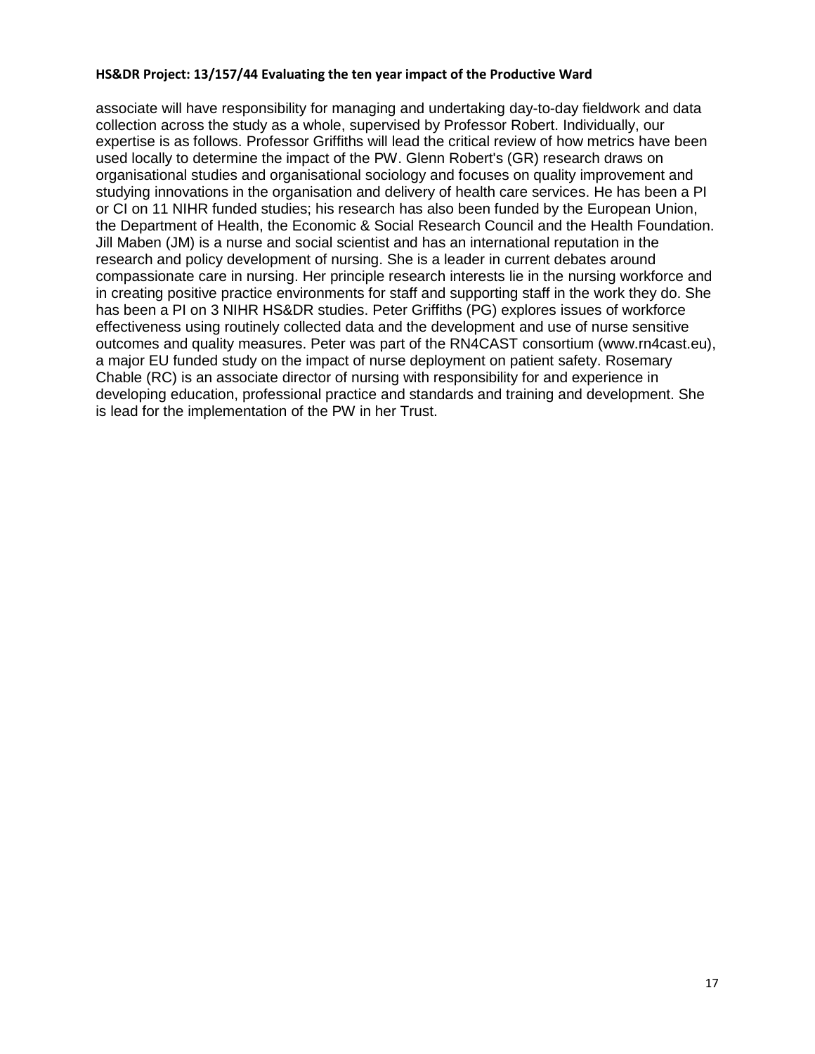associate will have responsibility for managing and undertaking day-to-day fieldwork and data collection across the study as a whole, supervised by Professor Robert. Individually, our expertise is as follows. Professor Griffiths will lead the critical review of how metrics have been used locally to determine the impact of the PW. Glenn Robert's (GR) research draws on organisational studies and organisational sociology and focuses on quality improvement and studying innovations in the organisation and delivery of health care services. He has been a PI or CI on 11 NIHR funded studies; his research has also been funded by the European Union, the Department of Health, the Economic & Social Research Council and the Health Foundation. Jill Maben (JM) is a nurse and social scientist and has an international reputation in the research and policy development of nursing. She is a leader in current debates around compassionate care in nursing. Her principle research interests lie in the nursing workforce and in creating positive practice environments for staff and supporting staff in the work they do. She has been a PI on 3 NIHR HS&DR studies. Peter Griffiths (PG) explores issues of workforce effectiveness using routinely collected data and the development and use of nurse sensitive outcomes and quality measures. Peter was part of the RN4CAST consortium (www.rn4cast.eu), a major EU funded study on the impact of nurse deployment on patient safety. Rosemary Chable (RC) is an associate director of nursing with responsibility for and experience in developing education, professional practice and standards and training and development. She is lead for the implementation of the PW in her Trust.